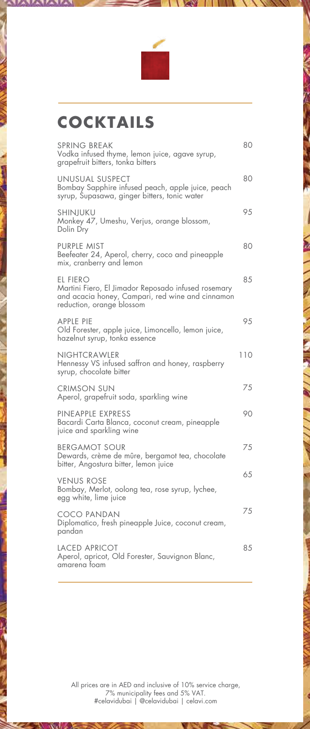# COCKTAILS

**SPRING BREAK** 80
Vodka infused thyme, lemon juice, agave syrup, grapefruit bitters, tonka bitters

**UNUSUAL SUSPECT** 80
Bombay Sapphire infused peach, apple juice, peach syrup, Supasawa, ginger bitters, tonic water

**SHINJUKU** 95
Monkey 47, Umeshu, Verjus, orange blossom, Dolin Dry

**PURPLE MIST** 80
Beefeater 24, Aperol, cherry, coco and pineapple mix, cranberry and lemon

**EL FIERO** 85
Martini Fiero, El Jimador Reposado infused rosemary and acacia honey, Campari, red wine and cinnamon reduction, orange blossom

**APPLE PIE** 95
Old Forester, apple juice, Limoncello, lemon juice, hazelnut syrup, tonka essence

**NIGHTCRAWLER** 110
Hennessy VS infused saffron and honey, raspberry syrup, chocolate bitter

**CRIMSON SUN** 75
Aperol, grapefruit soda, sparkling wine

**PINEAPPLE EXPRESS** 90
Bacardi Carta Blanca, coconut cream, pineapple juice and sparkling wine

**BERGAMOT SOUR** 75
Dewards, crème de mûre, bergamot tea, chocolate bitter, Angostura bitter, lemon juice

**VENUS ROSE** 65
Bombay, Merlot, oolong tea, rose syrup, lychee, egg white, lime juice

**COCO PANDAN** 75
Diplomatico, fresh pineapple Juice, coconut cream, pandan

**LACED APRICOT** 85
Aperol, apricot, Old Forester, Sauvignon Blanc, amarena foam

All prices are in AED and inclusive of 10% service charge, 7% municipality fees and 5% VAT.
#celavidubai | @celavidubai | celavi.com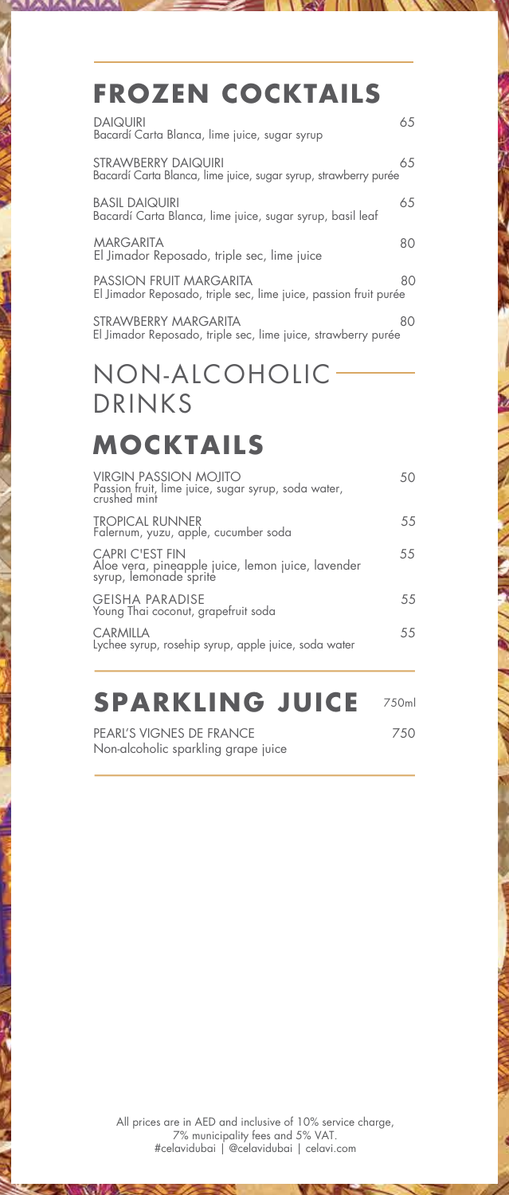## FROZEN COCKTAILS

| | |
|---|---|
| **DAIQUIRI**<br>Bacardí Carta Blanca, lime juice, sugar syrup | 65 |
| **STRAWBERRY DAIQUIRI**<br>Bacardí Carta Blanca, lime juice, sugar syrup, strawberry purée | 65 |
| **BASIL DAIQUIRI**<br>Bacardí Carta Blanca, lime juice, sugar syrup, basil leaf | 65 |
| **MARGARITA**<br>El Jimador Reposado, triple sec, lime juice | 80 |
| **PASSION FRUIT MARGARITA**<br>El Jimador Reposado, triple sec, lime juice, passion fruit purée | 80 |
| **STRAWBERRY MARGARITA**<br>El Jimador Reposado, triple sec, lime juice, strawberry purée | 80 |

# NON-ALCOHOLIC DRINKS

## MOCKTAILS

| | |
|---|---|
| **VIRGIN PASSION MOJITO**<br>Passion fruit, lime juice, sugar syrup, soda water, crushed mint | 50 |
| **TROPICAL RUNNER**<br>Falernum, yuzu, apple, cucumber soda | 55 |
| **CAPRI C'EST FIN**<br>Aloe vera, pineapple juice, lemon juice, lavender syrup, lemonade sprite | 55 |
| **GEISHA PARADISE**<br>Young Thai coconut, grapefruit soda | 55 |
| **CARMILLA**<br>Lychee syrup, rosehip syrup, apple juice, soda water | 55 |

## SPARKLING JUICE

| | 750ml |
|---|---|
| **PEARL'S VIGNES DE FRANCE**<br>Non-alcoholic sparkling grape juice | 750 |

All prices are in AED and inclusive of 10% service charge, 7% municipality fees and 5% VAT.
#celavidubai | @celavidubai | celavi.com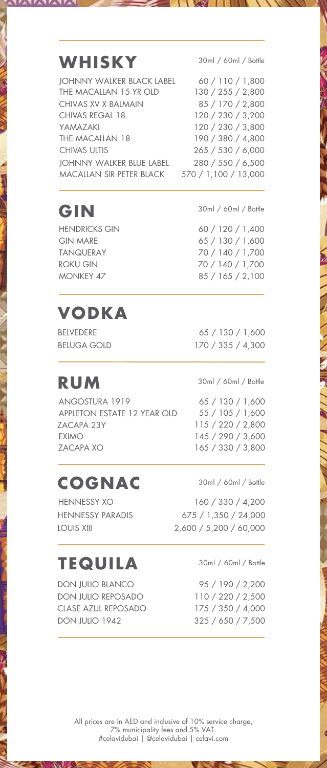## WHISKY

| | 30ml / 60ml / Bottle |
|---|---|
| JOHNNY WALKER BLACK LABEL | 60 / 110 / 1,800 |
| THE MACALLAN 15 YR OLD | 130 / 255 / 2,800 |
| CHIVAS XV X BALMAIN | 85 / 170 / 2,800 |
| CHIVAS REGAL 18 | 120 / 230 / 3,200 |
| YAMAZAKI | 120 / 230 / 3,800 |
| THE MACALLAN 18 | 190 / 380 / 4,800 |
| CHIVAS ULTIS | 265 / 530 / 6,000 |
| JOHNNY WALKER BLUE LABEL | 280 / 550 / 6,500 |
| MACALLAN SIR PETER BLACK | 570 / 1,100 / 13,000 |

## GIN

| | 30ml / 60ml / Bottle |
|---|---|
| HENDRICKS GIN | 60 / 120 / 1,400 |
| GIN MARE | 65 / 130 / 1,600 |
| TANQUERAY | 70 / 140 / 1,700 |
| ROKU GIN | 70 / 140 / 1,700 |
| MONKEY 47 | 85 / 165 / 2,100 |

## VODKA

| | |
|---|---|
| BELVEDERE | 65 / 130 / 1,600 |
| BELUGA GOLD | 170 / 335 / 4,300 |

## RUM

| | 30ml / 60ml / Bottle |
|---|---|
| ANGOSTURA 1919 | 65 / 130 / 1,600 |
| APPLETON ESTATE 12 YEAR OLD | 55 / 105 / 1,600 |
| ZACAPA 23Y | 115 / 220 / 2,800 |
| EXIMO | 145 / 290 / 3,600 |
| ZACAPA XO | 165 / 330 / 3,800 |

## COGNAC

| | 30ml / 60ml / Bottle |
|---|---|
| HENNESSY XO | 160 / 330 / 4,200 |
| HENNESSY PARADIS | 675 / 1,350 / 24,000 |
| LOUIS XIII | 2,600 / 5,200 / 60,000 |

## TEQUILA

| | 30ml / 60ml / Bottle |
|---|---|
| DON JULIO BLANCO | 95 / 190 / 2,200 |
| DON JULIO REPOSADO | 110 / 220 / 2,500 |
| CLASE AZUL REPOSADO | 175 / 350 / 4,000 |
| DON JULIO 1942 | 325 / 650 / 7,500 |

All prices are in AED and inclusive of 10% service charge, 7% municipality fees and 5% VAT.
#celavidubai | @celavidubai | celavi.com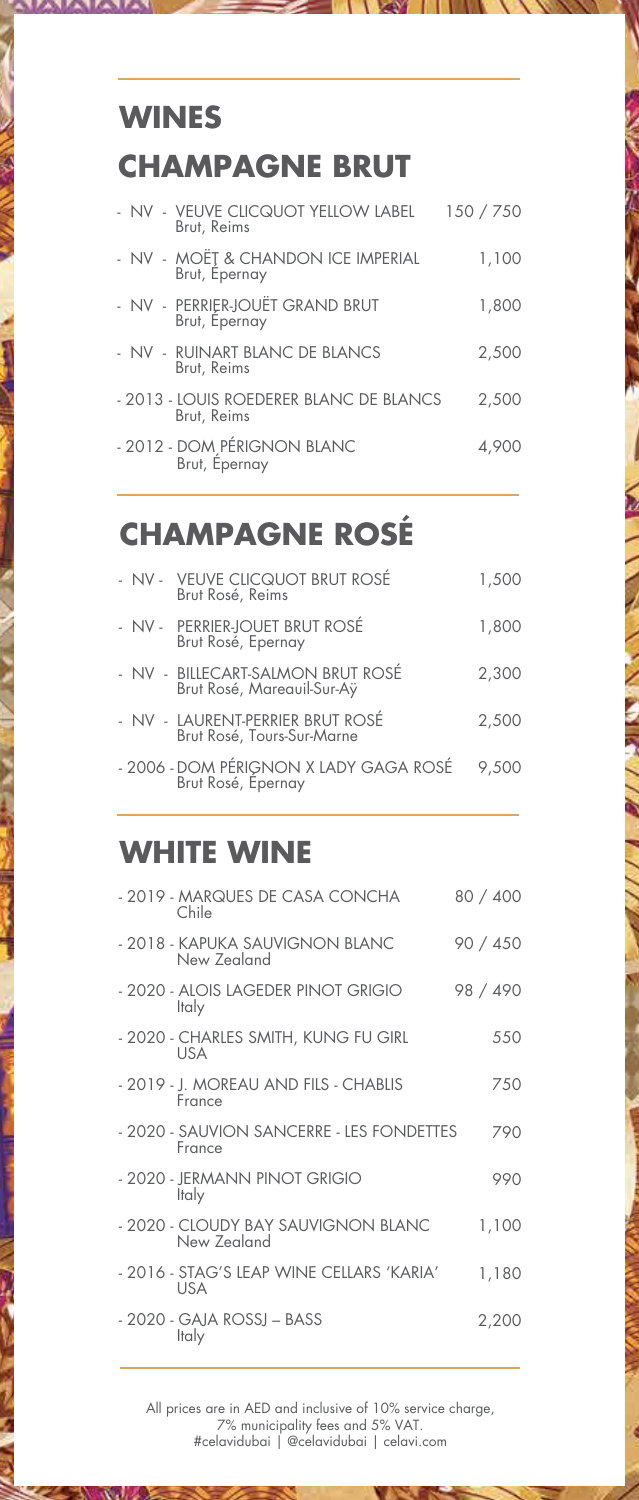# WINES

## CHAMPAGNE BRUT

| | | |
|---|---|---|
| - NV - | VEUVE CLICQUOT YELLOW LABEL<br>Brut, Reims | 150 / 750 |
| - NV - | MOËT & CHANDON ICE IMPERIAL<br>Brut, Épernay | 1,100 |
| - NV - | PERRIER-JOUËT GRAND BRUT<br>Brut, Épernay | 1,800 |
| - NV - | RUINART BLANC DE BLANCS<br>Brut, Reims | 2,500 |
| - 2013 - | LOUIS ROEDERER BLANC DE BLANCS<br>Brut, Reims | 2,500 |
| - 2012 - | DOM PÉRIGNON BLANC<br>Brut, Épernay | 4,900 |

## CHAMPAGNE ROSÉ

| | | |
|---|---|---|
| - NV - | VEUVE CLICQUOT BRUT ROSÉ<br>Brut Rosé, Reims | 1,500 |
| - NV - | PERRIER-JOUET BRUT ROSÉ<br>Brut Rosé, Epernay | 1,800 |
| - NV - | BILLECART-SALMON BRUT ROSÉ<br>Brut Rosé, Mareauil-Sur-Aÿ | 2,300 |
| - NV - | LAURENT-PERRIER BRUT ROSÉ<br>Brut Rosé, Tours-Sur-Marne | 2,500 |
| - 2006 - | DOM PÉRIGNON X LADY GAGA ROSÉ<br>Brut Rosé, Épernay | 9,500 |

## WHITE WINE

| | | |
|---|---|---|
| - 2019 - | MARQUES DE CASA CONCHA<br>Chile | 80 / 400 |
| - 2018 - | KAPUKA SAUVIGNON BLANC<br>New Zealand | 90 / 450 |
| - 2020 - | ALOIS LAGEDER PINOT GRIGIO<br>Italy | 98 / 490 |
| - 2020 - | CHARLES SMITH, KUNG FU GIRL<br>USA | 550 |
| - 2019 - | J. MOREAU AND FILS - CHABLIS<br>France | 750 |
| - 2020 - | SAUVION SANCERRE - LES FONDETTES<br>France | 790 |
| - 2020 - | JERMANN PINOT GRIGIO<br>Italy | 990 |
| - 2020 - | CLOUDY BAY SAUVIGNON BLANC<br>New Zealand | 1,100 |
| - 2016 - | STAG'S LEAP WINE CELLARS 'KARIA'<br>USA | 1,180 |
| - 2020 - | GAJA ROSSJ – BASS<br>Italy | 2,200 |

All prices are in AED and inclusive of 10% service charge, 7% municipality fees and 5% VAT.
#celavidubai | @celavidubai | celavi.com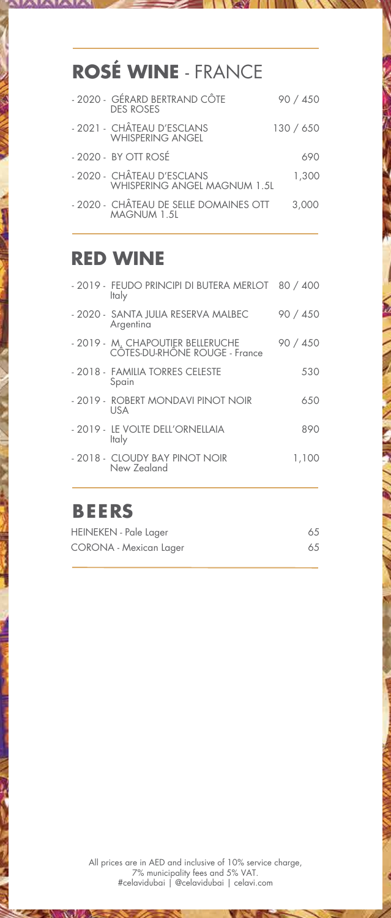## **ROSÉ WINE** - FRANCE

| | | |
|---|---|---|
| - 2020 - | GÉRARD BERTRAND CÔTE DES ROSES | 90 / 450 |
| - 2021 - | CHÂTEAU D'ESCLANS WHISPERING ANGEL | 130 / 650 |
| - 2020 - | BY OTT ROSÉ | 690 |
| - 2020 - | CHÂTEAU D'ESCLANS WHISPERING ANGEL MAGNUM 1.5L | 1,300 |
| - 2020 - | CHÂTEAU DE SELLE DOMAINES OTT MAGNUM 1.5L | 3,000 |

## **RED WINE**

| | | |
|---|---|---|
| - 2019 - | FEUDO PRINCIPI DI BUTERA MERLOT<br>Italy | 80 / 400 |
| - 2020 - | SANTA JULIA RESERVA MALBEC<br>Argentina | 90 / 450 |
| - 2019 - | M. CHAPOUTIER BELLERUCHE<br>CÔTES-DU-RHÔNE ROUGE - France | 90 / 450 |
| - 2018 - | FAMILIA TORRES CELESTE<br>Spain | 530 |
| - 2019 - | ROBERT MONDAVI PINOT NOIR<br>USA | 650 |
| - 2019 - | LE VOLTE DELL'ORNELLAIA<br>Italy | 890 |
| - 2018 - | CLOUDY BAY PINOT NOIR<br>New Zealand | 1,100 |

## **BEERS**

| | |
|---|---|
| HEINEKEN - Pale Lager | 65 |
| CORONA - Mexican Lager | 65 |

All prices are in AED and inclusive of 10% service charge, 7% municipality fees and 5% VAT.
#celavidubai | @celavidubai | celavi.com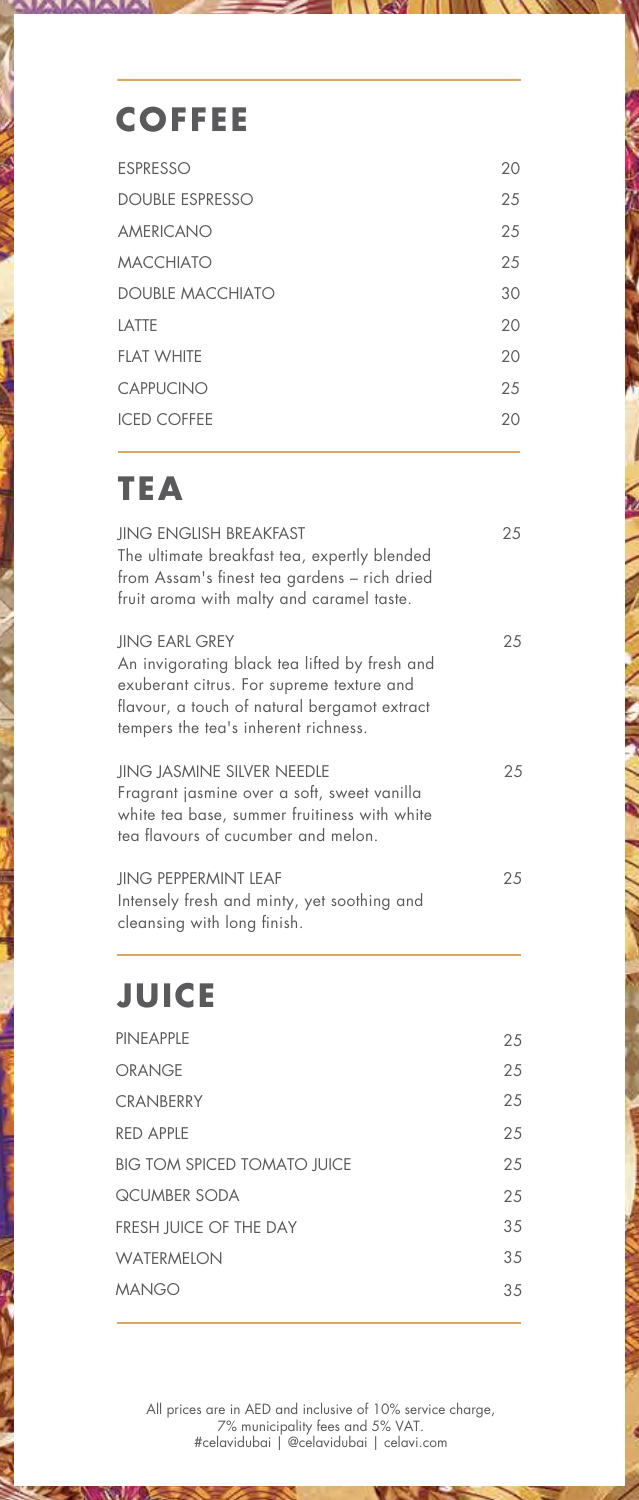## COFFEE

| | |
|---|---|
| ESPRESSO | 20 |
| DOUBLE ESPRESSO | 25 |
| AMERICANO | 25 |
| MACCHIATO | 25 |
| DOUBLE MACCHIATO | 30 |
| LATTE | 20 |
| FLAT WHITE | 20 |
| CAPPUCINO | 25 |
| ICED COFFEE | 20 |

## TEA

JING ENGLISH BREAKFAST — 25
The ultimate breakfast tea, expertly blended from Assam's finest tea gardens – rich dried fruit aroma with malty and caramel taste.

JING EARL GREY — 25
An invigorating black tea lifted by fresh and exuberant citrus. For supreme texture and flavour, a touch of natural bergamot extract tempers the tea's inherent richness.

JING JASMINE SILVER NEEDLE — 25
Fragrant jasmine over a soft, sweet vanilla white tea base, summer fruitiness with white tea flavours of cucumber and melon.

JING PEPPERMINT LEAF — 25
Intensely fresh and minty, yet soothing and cleansing with long finish.

## JUICE

| | |
|---|---|
| PINEAPPLE | 25 |
| ORANGE | 25 |
| CRANBERRY | 25 |
| RED APPLE | 25 |
| BIG TOM SPICED TOMATO JUICE | 25 |
| QCUMBER SODA | 25 |
| FRESH JUICE OF THE DAY | 35 |
| WATERMELON | 35 |
| MANGO | 35 |

All prices are in AED and inclusive of 10% service charge, 7% municipality fees and 5% VAT.
#celavidubai | @celavidubai | celavi.com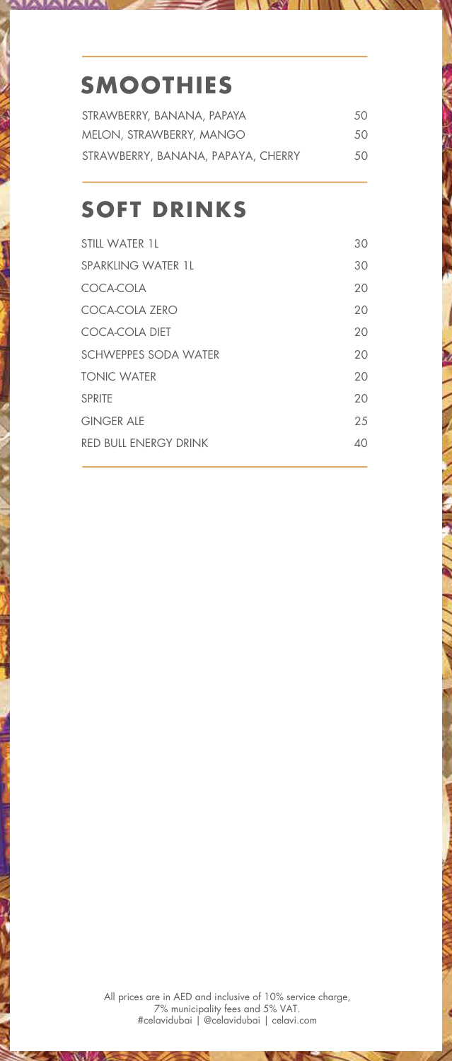## SMOOTHIES

| | |
|---|---|
| STRAWBERRY, BANANA, PAPAYA | 50 |
| MELON, STRAWBERRY, MANGO | 50 |
| STRAWBERRY, BANANA, PAPAYA, CHERRY | 50 |

## SOFT DRINKS

| | |
|---|---|
| STILL WATER 1L | 30 |
| SPARKLING WATER 1L | 30 |
| COCA-COLA | 20 |
| COCA-COLA ZERO | 20 |
| COCA-COLA DIET | 20 |
| SCHWEPPES SODA WATER | 20 |
| TONIC WATER | 20 |
| SPRITE | 20 |
| GINGER ALE | 25 |
| RED BULL ENERGY DRINK | 40 |

All prices are in AED and inclusive of 10% service charge, 7% municipality fees and 5% VAT.
#celavidubai | @celavidubai | celavi.com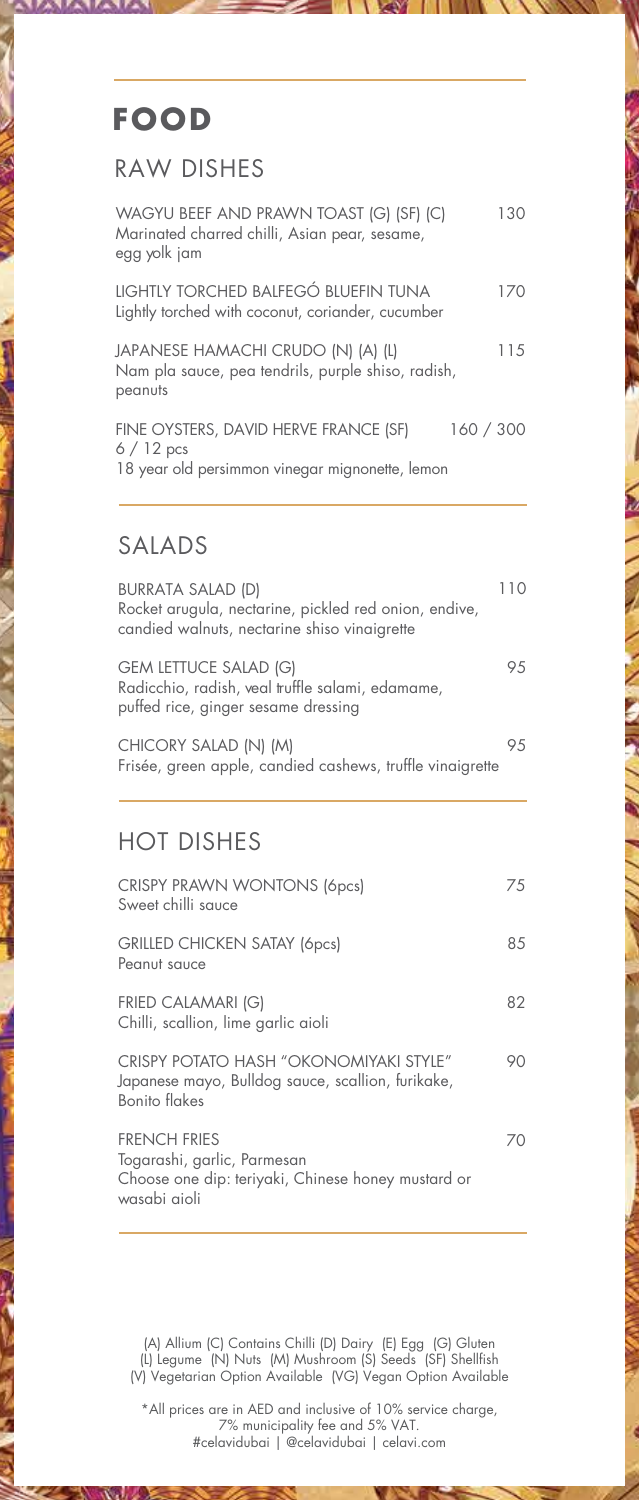# FOOD

## RAW DISHES

**WAGYU BEEF AND PRAWN TOAST (G) (SF) (C)** 130
Marinated charred chilli, Asian pear, sesame, egg yolk jam

**LIGHTLY TORCHED BALFEGÓ BLUEFIN TUNA** 170
Lightly torched with coconut, coriander, cucumber

**JAPANESE HAMACHI CRUDO (N) (A) (L)** 115
Nam pla sauce, pea tendrils, purple shiso, radish, peanuts

**FINE OYSTERS, DAVID HERVE FRANCE (SF)** 160 / 300
6 / 12 pcs
18 year old persimmon vinegar mignonette, lemon

## SALADS

**BURRATA SALAD (D)** 110
Rocket arugula, nectarine, pickled red onion, endive, candied walnuts, nectarine shiso vinaigrette

**GEM LETTUCE SALAD (G)** 95
Radicchio, radish, veal truffle salami, edamame, puffed rice, ginger sesame dressing

**CHICORY SALAD (N) (M)** 95
Frisée, green apple, candied cashews, truffle vinaigrette

## HOT DISHES

**CRISPY PRAWN WONTONS (6pcs)** 75
Sweet chilli sauce

**GRILLED CHICKEN SATAY (6pcs)** 85
Peanut sauce

**FRIED CALAMARI (G)** 82
Chilli, scallion, lime garlic aioli

**CRISPY POTATO HASH "OKONOMIYAKI STYLE"** 90
Japanese mayo, Bulldog sauce, scallion, furikake, Bonito flakes

**FRENCH FRIES** 70
Togarashi, garlic, Parmesan
Choose one dip: teriyaki, Chinese honey mustard or wasabi aioli

(A) Allium (C) Contains Chilli (D) Dairy (E) Egg (G) Gluten (L) Legume (N) Nuts (M) Mushroom (S) Seeds (SF) Shellfish (V) Vegetarian Option Available (VG) Vegan Option Available

*All prices are in AED and inclusive of 10% service charge, 7% municipality fee and 5% VAT.
#celavidubai | @celavidubai | celavi.com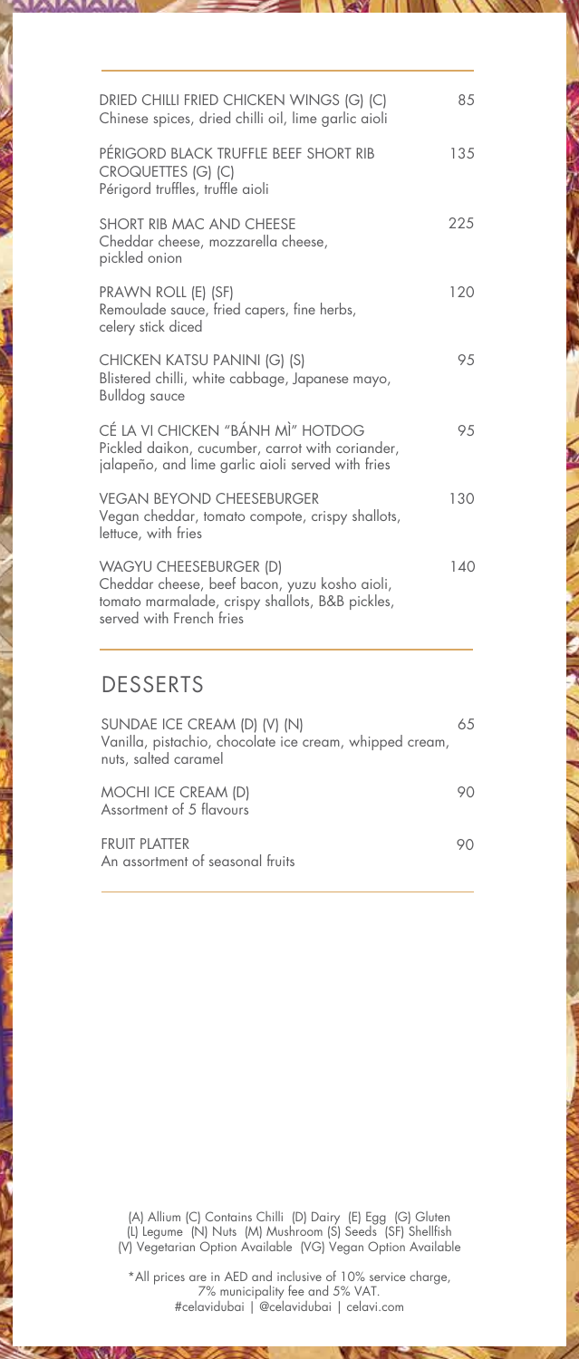| | |
|---|---|
| DRIED CHILLI FRIED CHICKEN WINGS (G) (C)<br>Chinese spices, dried chilli oil, lime garlic aioli | 85 |
| PÉRIGORD BLACK TRUFFLE BEEF SHORT RIB CROQUETTES (G) (C)<br>Périgord truffles, truffle aioli | 135 |
| SHORT RIB MAC AND CHEESE<br>Cheddar cheese, mozzarella cheese, pickled onion | 225 |
| PRAWN ROLL (E) (SF)<br>Remoulade sauce, fried capers, fine herbs, celery stick diced | 120 |
| CHICKEN KATSU PANINI (G) (S)<br>Blistered chilli, white cabbage, Japanese mayo, Bulldog sauce | 95 |
| CÉ LA VI CHICKEN "BÁNH MÌ" HOTDOG<br>Pickled daikon, cucumber, carrot with coriander, jalapeño, and lime garlic aioli served with fries | 95 |
| VEGAN BEYOND CHEESEBURGER<br>Vegan cheddar, tomato compote, crispy shallots, lettuce, with fries | 130 |
| WAGYU CHEESEBURGER (D)<br>Cheddar cheese, beef bacon, yuzu kosho aioli, tomato marmalade, crispy shallots, B&B pickles, served with French fries | 140 |

## DESSERTS

| | |
|---|---|
| SUNDAE ICE CREAM (D) (V) (N)<br>Vanilla, pistachio, chocolate ice cream, whipped cream, nuts, salted caramel | 65 |
| MOCHI ICE CREAM (D)<br>Assortment of 5 flavours | 90 |
| FRUIT PLATTER<br>An assortment of seasonal fruits | 90 |

(A) Allium (C) Contains Chilli (D) Dairy (E) Egg (G) Gluten (L) Legume (N) Nuts (M) Mushroom (S) Seeds (SF) Shellfish (V) Vegetarian Option Available (VG) Vegan Option Available

*All prices are in AED and inclusive of 10% service charge, 7% municipality fee and 5% VAT.
#celavidubai | @celavidubai | celavi.com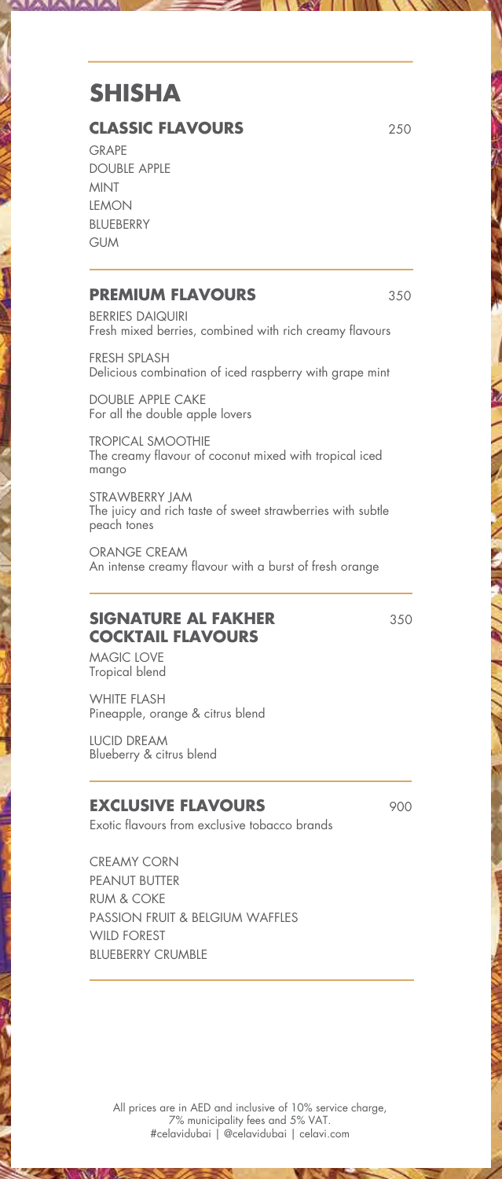# SHISHA

## CLASSIC FLAVOURS 250

GRAPE
DOUBLE APPLE
MINT
LEMON
BLUEBERRY
GUM

## PREMIUM FLAVOURS 350

BERRIES DAIQUIRI
Fresh mixed berries, combined with rich creamy flavours

FRESH SPLASH
Delicious combination of iced raspberry with grape mint

DOUBLE APPLE CAKE
For all the double apple lovers

TROPICAL SMOOTHIE
The creamy flavour of coconut mixed with tropical iced mango

STRAWBERRY JAM
The juicy and rich taste of sweet strawberries with subtle peach tones

ORANGE CREAM
An intense creamy flavour with a burst of fresh orange

## SIGNATURE AL FAKHER COCKTAIL FLAVOURS 350

MAGIC LOVE
Tropical blend

WHITE FLASH
Pineapple, orange & citrus blend

LUCID DREAM
Blueberry & citrus blend

## EXCLUSIVE FLAVOURS 900

Exotic flavours from exclusive tobacco brands

CREAMY CORN
PEANUT BUTTER
RUM & COKE
PASSION FRUIT & BELGIUM WAFFLES
WILD FOREST
BLUEBERRY CRUMBLE

All prices are in AED and inclusive of 10% service charge, 7% municipality fees and 5% VAT.
#celavidubai | @celavidubai | celavi.com